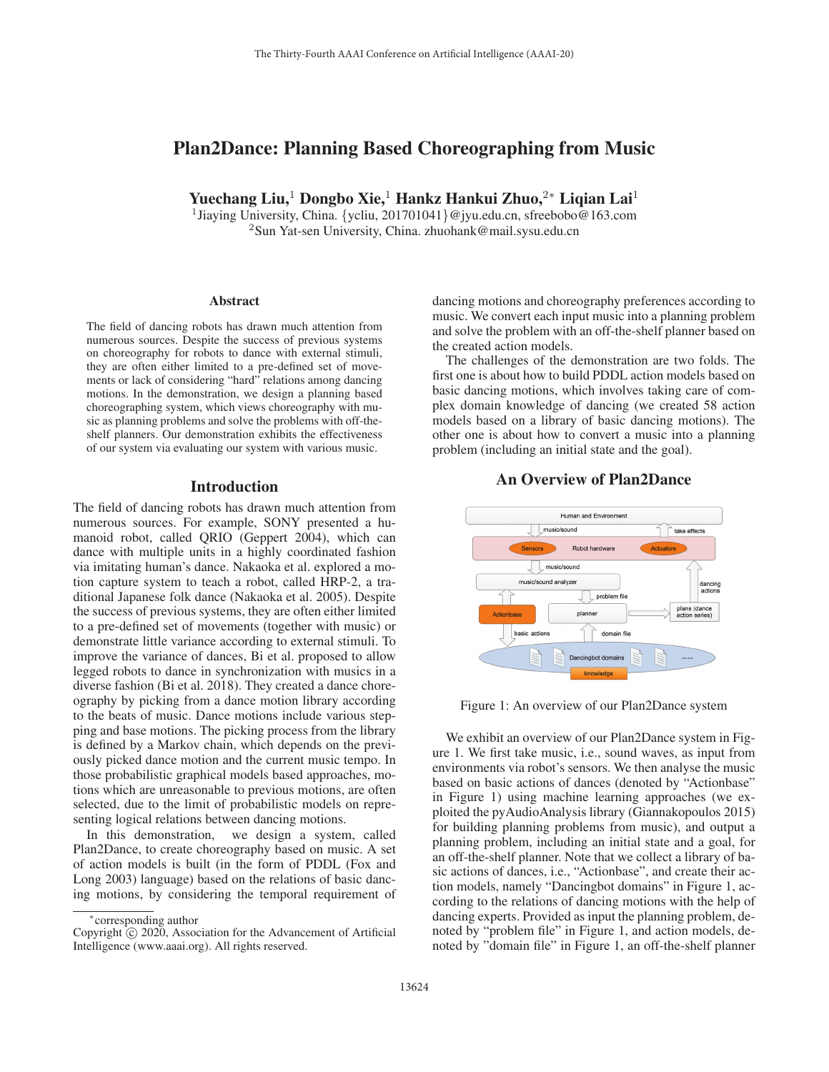# Plan2Dance: Planning Based Choreographing from Music

**Yuechang Liu,[1] Dongbo Xie,[1] Hankz Hankui Zhuo,[2*] Liqian Lai[1]**

[1]Jiaying University, China. {ycliu, 201701041}@jyu.edu.cn, sfreebobo@163.com
[2]Sun Yat-sen University, China. zhuohank@mail.sysu.edu.cn

## Abstract

The field of dancing robots has drawn much attention from numerous sources. Despite the success of previous systems on choreography for robots to dance with external stimuli, they are often either limited to a pre-defined set of movements or lack of considering "hard" relations among dancing motions. In the demonstration, we design a planning based choreographing system, which views choreography with music as planning problems and solve the problems with off-the-shelf planners. Our demonstration exhibits the effectiveness of our system via evaluating our system with various music.

## Introduction

The field of dancing robots has drawn much attention from numerous sources. For example, SONY presented a humanoid robot, called QRIO (Geppert 2004), which can dance with multiple units in a highly coordinated fashion via imitating human's dance. Nakaoka et al. explored a motion capture system to teach a robot, called HRP-2, a traditional Japanese folk dance (Nakaoka et al. 2005). Despite the success of previous systems, they are often either limited to a pre-defined set of movements (together with music) or demonstrate little variance according to external stimuli. To improve the variance of dances, Bi et al. proposed to allow legged robots to dance in synchronization with musics in a diverse fashion (Bi et al. 2018). They created a dance choreography by picking from a dance motion library according to the beats of music. Dance motions include various stepping and base motions. The picking process from the library is defined by a Markov chain, which depends on the previously picked dance motion and the current music tempo. In those probabilistic graphical models based approaches, motions which are unreasonable to previous motions, are often selected, due to the limit of probabilistic models on representing logical relations between dancing motions.

In this demonstration, we design a system, called Plan2Dance, to create choreography based on music. A set of action models is built (in the form of PDDL (Fox and Long 2003) language) based on the relations of basic dancing motions, by considering the temporal requirement of dancing motions and choreography preferences according to music. We convert each input music into a planning problem and solve the problem with an off-the-shelf planner based on the created action models.

The challenges of the demonstration are two folds. The first one is about how to build PDDL action models based on basic dancing motions, which involves taking care of complex domain knowledge of dancing (we created 58 action models based on a library of basic dancing motions). The other one is about how to convert a music into a planning problem (including an initial state and the goal).

[*]corresponding author
Copyright © 2020, Association for the Advancement of Artificial Intelligence (www.aaai.org). All rights reserved.

## An Overview of Plan2Dance

Figure 1: An overview of our Plan2Dance system

We exhibit an overview of our Plan2Dance system in Figure 1. We first take music, i.e., sound waves, as input from environments via robot's sensors. We then analyse the music based on basic actions of dances (denoted by "Actionbase" in Figure 1) using machine learning approaches (we exploited the pyAudioAnalysis library (Giannakopoulos 2015) for building planning problems from music), and output a planning problem, including an initial state and a goal, for an off-the-shelf planner. Note that we collect a library of basic actions of dances, i.e., "Actionbase", and create their action models, namely "Dancingbot domains" in Figure 1, according to the relations of dancing motions with the help of dancing experts. Provided as input the planning problem, denoted by "problem file" in Figure 1, and action models, denoted by "domain file" in Figure 1, an off-the-shelf planner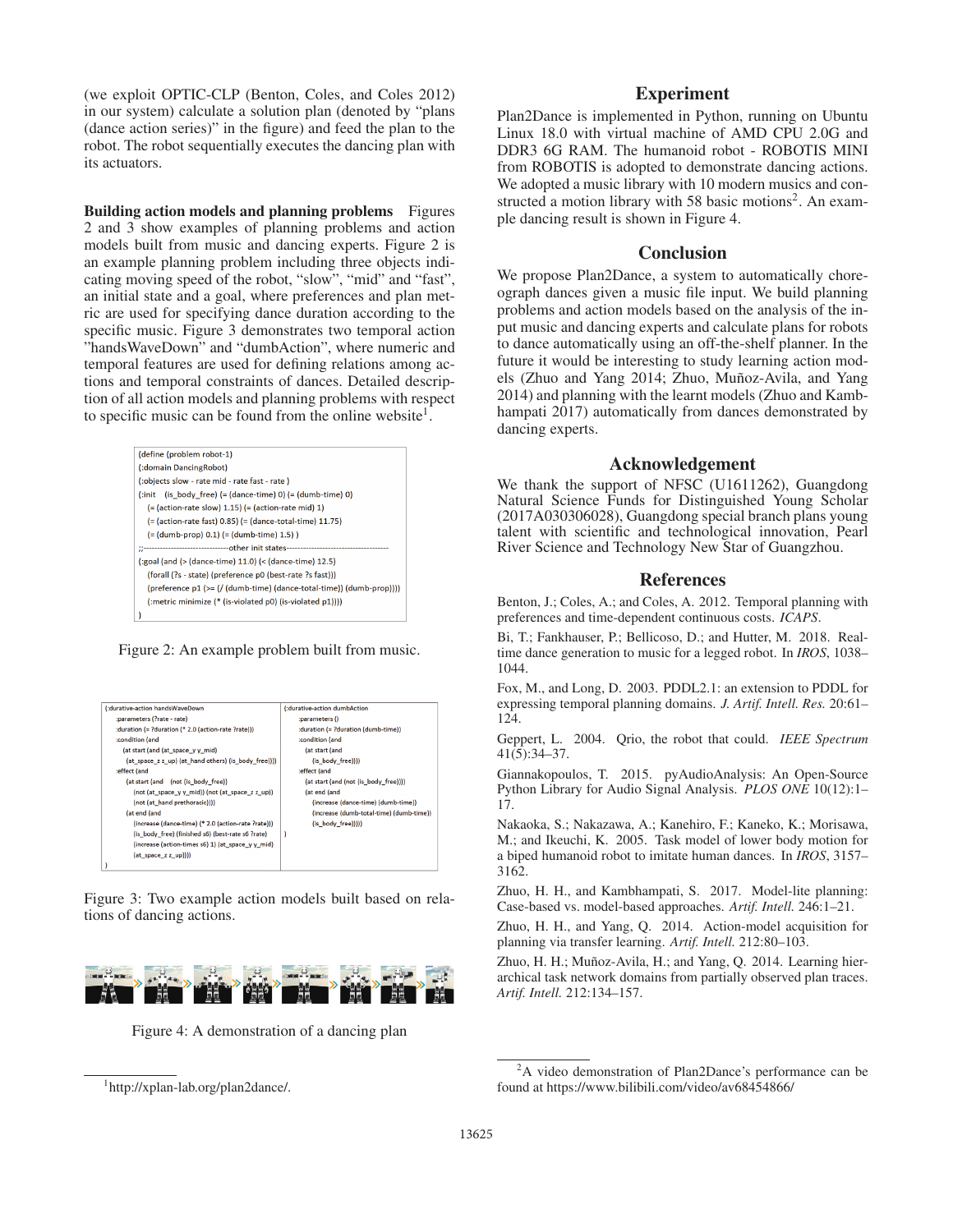(we exploit OPTIC-CLP (Benton, Coles, and Coles 2012) in our system) calculate a solution plan (denoted by "plans (dance action series)" in the figure) and feed the plan to the robot. The robot sequentially executes the dancing plan with its actuators.

**Building action models and planning problems** Figures 2 and 3 show examples of planning problems and action models built from music and dancing experts. Figure 2 is an example planning problem including three objects indicating moving speed of the robot, "slow", "mid" and "fast", an initial state and a goal, where preferences and plan metric are used for specifying dance duration according to the specific music. Figure 3 demonstrates two temporal action "handsWaveDown" and "dumbAction", where numeric and temporal features are used for defining relations among actions and temporal constraints of dances. Detailed description of all action models and planning problems with respect to specific music can be found from the online website[1].

```
(define (problem robot-1)
(:domain DancingRobot)
(:objects slow - rate mid - rate fast - rate )
(:init   (is_body_free) (= (dance-time) 0) (= (dumb-time) 0)
    (= (action-rate slow) 1.15) (= (action-rate mid) 1)
    (= (action-rate fast) 0.85) (= (dance-total-time) 11.75)
    (= (dumb-prop) 0.1) (= (dumb-time) 1.5) )
;;-------------------------------other init states------------------------------------
(:goal (and (> (dance-time) 11.0) (< (dance-time) 12.5)
    (forall (?s - state) (preference p0 (best-rate ?s fast)))
    (preference p1 (>= (/ (dumb-time) (dance-total-time)) (dumb-prop))))
    (:metric minimize (* (is-violated p0) (is-violated p1))))
)
```

Figure 2: An example problem built from music.

```
(:durative-action handsWaveDown
    :parameters (?rate - rate)
    :duration (= ?duration (* 2.0 (action-rate ?rate)))
    :condition (and
      (at start (and (at_space_y y_mid)
        (at_space_z z_up) (at_hand others) (is_body_free))))
    :effect (and
      (at start (and   (not (is_body_free))
        (not (at_space_y y_mid)) (not (at_space_z z_up))
        (not (at_hand prethoracic))))
      (at end (and
        (increase (dance-time) (* 2.0 (action-rate ?rate)))
        (is_body_free) (finished s8) (best-rate s6 ?rate)
        (increase (action-times s6) 1) (at_space_y y_mid)
        (at_space_z z_up))))
)
```

```
(:durative-action dumbAction
    :parameters ()
    :duration (= ?duration (dumb-time))
    :condition (and
      (at start (and
        (is_body_free))))
    :effect (and
      (at start (and (not (is_body_free))))
      (at end (and
        (increase (dance-time) (dumb-time))
        (increase (dumb-total-time) (dumb-time))
        (is_body_free)))))
)
```

Figure 3: Two example action models built based on relations of dancing actions.

Figure 4: A demonstration of a dancing plan

[1]http://xplan-lab.org/plan2dance/.

## Experiment

Plan2Dance is implemented in Python, running on Ubuntu Linux 18.0 with virtual machine of AMD CPU 2.0G and DDR3 6G RAM. The humanoid robot - ROBOTIS MINI from ROBOTIS is adopted to demonstrate dancing actions. We adopted a music library with 10 modern musics and constructed a motion library with 58 basic motions[2]. An example dancing result is shown in Figure 4.

## Conclusion

We propose Plan2Dance, a system to automatically choreograph dances given a music file input. We build planning problems and action models based on the analysis of the input music and dancing experts and calculate plans for robots to dance automatically using an off-the-shelf planner. In the future it would be interesting to study learning action models (Zhuo and Yang 2014; Zhuo, Muñoz-Avila, and Yang 2014) and planning with the learnt models (Zhuo and Kambhampati 2017) automatically from dances demonstrated by dancing experts.

## Acknowledgement

We thank the support of NFSC (U1611262), Guangdong Natural Science Funds for Distinguished Young Scholar (2017A030306028), Guangdong special branch plans young talent with scientific and technological innovation, Pearl River Science and Technology New Star of Guangzhou.

## References

Benton, J.; Coles, A.; and Coles, A. 2012. Temporal planning with preferences and time-dependent continuous costs. *ICAPS*.

Bi, T.; Fankhauser, P.; Bellicoso, D.; and Hutter, M. 2018. Real-time dance generation to music for a legged robot. In *IROS*, 1038–1044.

Fox, M., and Long, D. 2003. PDDL2.1: an extension to PDDL for expressing temporal planning domains. *J. Artif. Intell. Res.* 20:61–124.

Geppert, L. 2004. Qrio, the robot that could. *IEEE Spectrum* 41(5):34–37.

Giannakopoulos, T. 2015. pyAudioAnalysis: An Open-Source Python Library for Audio Signal Analysis. *PLOS ONE* 10(12):1–17.

Nakaoka, S.; Nakazawa, A.; Kanehiro, F.; Kaneko, K.; Morisawa, M.; and Ikeuchi, K. 2005. Task model of lower body motion for a biped humanoid robot to imitate human dances. In *IROS*, 3157–3162.

Zhuo, H. H., and Kambhampati, S. 2017. Model-lite planning: Case-based vs. model-based approaches. *Artif. Intell.* 246:1–21.

Zhuo, H. H., and Yang, Q. 2014. Action-model acquisition for planning via transfer learning. *Artif. Intell.* 212:80–103.

Zhuo, H. H.; Muñoz-Avila, H.; and Yang, Q. 2014. Learning hierarchical task network domains from partially observed plan traces. *Artif. Intell.* 212:134–157.

[2]A video demonstration of Plan2Dance's performance can be found at https://www.bilibili.com/video/av68454866/